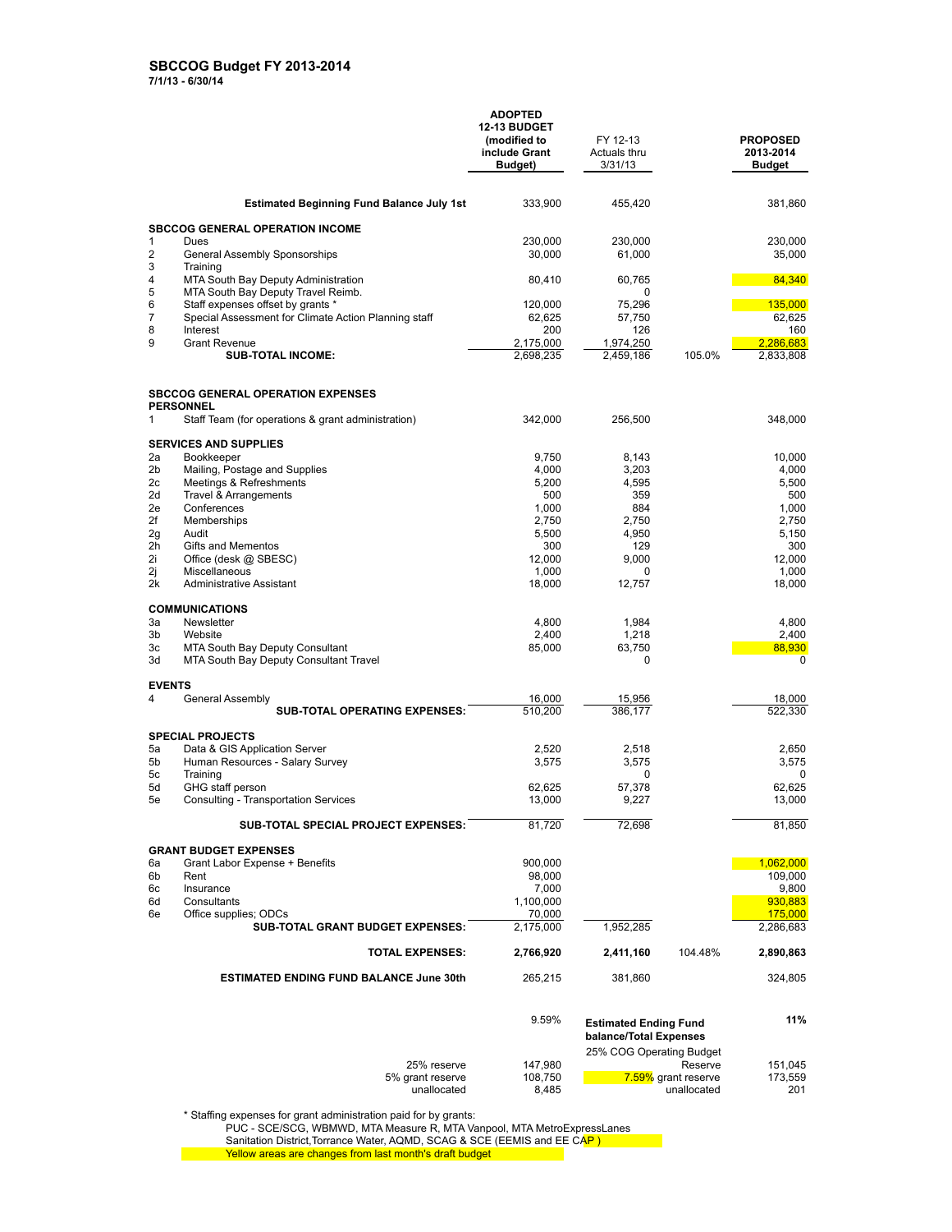## SBCCOG Budget FY 2013-2014

**7/1/13 - 6/30/14**

| | | ADOPTED 12-13 BUDGET (modified to include Grant Budget) | FY 12-13 Actuals thru 3/31/13 | | PROPOSED 2013-2014 Budget |
|---|---|---|---|---|---|
| | **Estimated Beginning Fund Balance July 1st** | 333,900 | 455,420 | | 381,860 |
| | **SBCCOG GENERAL OPERATION INCOME** | | | | |
| 1 | Dues | 230,000 | 230,000 | | 230,000 |
| 2 | General Assembly Sponsorships | 30,000 | 61,000 | | 35,000 |
| 3 | Training | | | | |
| 4 | MTA South Bay Deputy Administration | 80,410 | 60,765 | | 84,340 |
| 5 | MTA South Bay Deputy Travel Reimb. | | 0 | | |
| 6 | Staff expenses offset by grants * | 120,000 | 75,296 | | 135,000 |
| 7 | Special Assessment for Climate Action Planning staff | 62,625 | 57,750 | | 62,625 |
| 8 | Interest | 200 | 126 | | 160 |
| 9 | Grant Revenue | 2,175,000 | 1,974,250 | | 2,286,683 |
| | **SUB-TOTAL INCOME:** | 2,698,235 | 2,459,186 | 105.0% | 2,833,808 |
| | **SBCCOG GENERAL OPERATION EXPENSES** | | | | |
| | **PERSONNEL** | | | | |
| 1 | Staff Team (for operations & grant administration) | 342,000 | 256,500 | | 348,000 |
| | **SERVICES AND SUPPLIES** | | | | |
| 2a | Bookkeeper | 9,750 | 8,143 | | 10,000 |
| 2b | Mailing, Postage and Supplies | 4,000 | 3,203 | | 4,000 |
| 2c | Meetings & Refreshments | 5,200 | 4,595 | | 5,500 |
| 2d | Travel & Arrangements | 500 | 359 | | 500 |
| 2e | Conferences | 1,000 | 884 | | 1,000 |
| 2f | Memberships | 2,750 | 2,750 | | 2,750 |
| 2g | Audit | 5,500 | 4,950 | | 5,150 |
| 2h | Gifts and Mementos | 300 | 129 | | 300 |
| 2i | Office (desk @ SBESC) | 12,000 | 9,000 | | 12,000 |
| 2j | Miscellaneous | 1,000 | 0 | | 1,000 |
| 2k | Administrative Assistant | 18,000 | 12,757 | | 18,000 |
| | **COMMUNICATIONS** | | | | |
| 3a | Newsletter | 4,800 | 1,984 | | 4,800 |
| 3b | Website | 2,400 | 1,218 | | 2,400 |
| 3c | MTA South Bay Deputy Consultant | 85,000 | 63,750 | | 88,930 |
| 3d | MTA South Bay Deputy Consultant Travel | | 0 | | 0 |
| | **EVENTS** | | | | |
| 4 | General Assembly | 16,000 | 15,956 | | 18,000 |
| | **SUB-TOTAL OPERATING EXPENSES:** | 510,200 | 386,177 | | 522,330 |
| | **SPECIAL PROJECTS** | | | | |
| 5a | Data & GIS Application Server | 2,520 | 2,518 | | 2,650 |
| 5b | Human Resources - Salary Survey | 3,575 | 3,575 | | 3,575 |
| 5c | Training | | 0 | | 0 |
| 5d | GHG staff person | 62,625 | 57,378 | | 62,625 |
| 5e | Consulting - Transportation Services | 13,000 | 9,227 | | 13,000 |
| | **SUB-TOTAL SPECIAL PROJECT EXPENSES:** | 81,720 | 72,698 | | 81,850 |
| | **GRANT BUDGET EXPENSES** | | | | |
| 6a | Grant Labor Expense + Benefits | 900,000 | | | 1,062,000 |
| 6b | Rent | 98,000 | | | 109,000 |
| 6c | Insurance | 7,000 | | | 9,800 |
| 6d | Consultants | 1,100,000 | | | 930,883 |
| 6e | Office supplies; ODCs | 70,000 | | | 175,000 |
| | **SUB-TOTAL GRANT BUDGET EXPENSES:** | 2,175,000 | 1,952,285 | | 2,286,683 |
| | **TOTAL EXPENSES:** | **2,766,920** | **2,411,160** | 104.48% | **2,890,863** |
| | **ESTIMATED ENDING FUND BALANCE June 30th** | 265,215 | 381,860 | | 324,805 |
| | | 9.59% | **Estimated Ending Fund balance/Total Expenses** | | **11%** |
| | 25% reserve | 147,980 | 25% COG Operating Budget Reserve | | 151,045 |
| | 5% grant reserve | 108,750 | 7.59% grant reserve | | 173,559 |
| | unallocated | 8,485 | unallocated | | 201 |

\* Staffing expenses for grant administration paid for by grants:
PUC - SCE/SCG, WBMWD, MTA Measure R, MTA Vanpool, MTA MetroExpressLanes
Sanitation District,Torrance Water, AQMD, SCAG & SCE (EEMIS and EE CAP )

Yellow areas are changes from last month's draft budget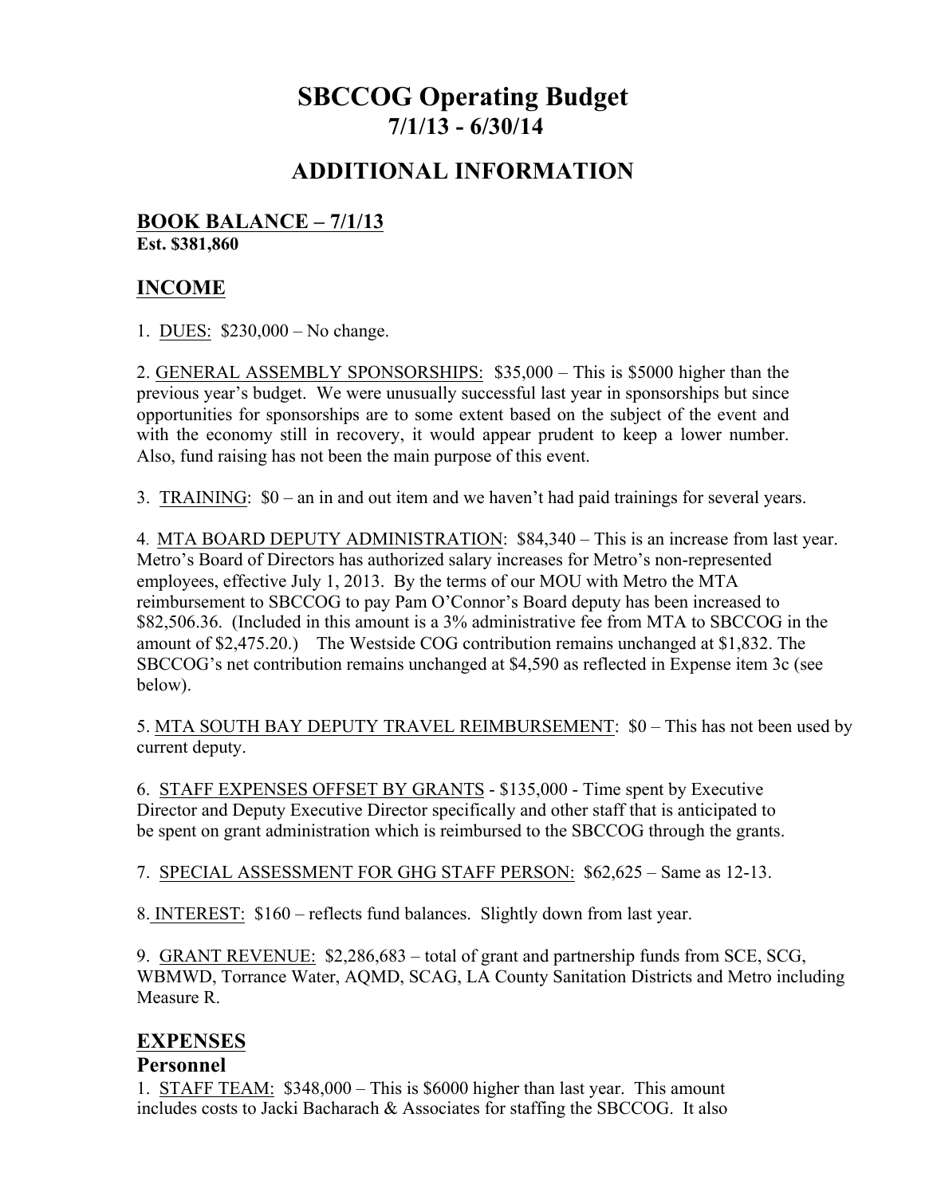# SBCCOG Operating Budget

## 7/1/13 - 6/30/14

## ADDITIONAL INFORMATION

### BOOK BALANCE – 7/1/13

**Est. $381,860**

### INCOME

1. DUES: $230,000 – No change.

2. GENERAL ASSEMBLY SPONSORSHIPS: $35,000 – This is $5000 higher than the previous year's budget. We were unusually successful last year in sponsorships but since opportunities for sponsorships are to some extent based on the subject of the event and with the economy still in recovery, it would appear prudent to keep a lower number. Also, fund raising has not been the main purpose of this event.

3. TRAINING: $0 – an in and out item and we haven't had paid trainings for several years.

4. MTA BOARD DEPUTY ADMINISTRATION: $84,340 – This is an increase from last year. Metro's Board of Directors has authorized salary increases for Metro's non-represented employees, effective July 1, 2013. By the terms of our MOU with Metro the MTA reimbursement to SBCCOG to pay Pam O'Connor's Board deputy has been increased to $82,506.36. (Included in this amount is a 3% administrative fee from MTA to SBCCOG in the amount of $2,475.20.) The Westside COG contribution remains unchanged at $1,832. The SBCCOG's net contribution remains unchanged at $4,590 as reflected in Expense item 3c (see below).

5. MTA SOUTH BAY DEPUTY TRAVEL REIMBURSEMENT: $0 – This has not been used by current deputy.

6. STAFF EXPENSES OFFSET BY GRANTS - $135,000 - Time spent by Executive Director and Deputy Executive Director specifically and other staff that is anticipated to be spent on grant administration which is reimbursed to the SBCCOG through the grants.

7. SPECIAL ASSESSMENT FOR GHG STAFF PERSON: $62,625 – Same as 12-13.

8. INTEREST: $160 – reflects fund balances. Slightly down from last year.

9. GRANT REVENUE: $2,286,683 – total of grant and partnership funds from SCE, SCG, WBMWD, Torrance Water, AQMD, SCAG, LA County Sanitation Districts and Metro including Measure R.

### EXPENSES

#### Personnel

1. STAFF TEAM: $348,000 – This is $6000 higher than last year. This amount includes costs to Jacki Bacharach & Associates for staffing the SBCCOG. It also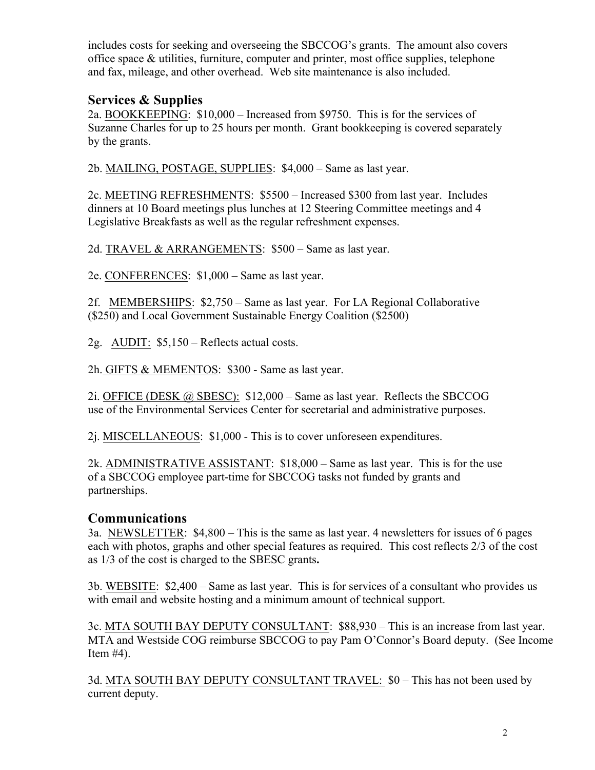includes costs for seeking and overseeing the SBCCOG's grants. The amount also covers office space & utilities, furniture, computer and printer, most office supplies, telephone and fax, mileage, and other overhead. Web site maintenance is also included.

## Services & Supplies

2a. BOOKKEEPING: $10,000 – Increased from $9750. This is for the services of Suzanne Charles for up to 25 hours per month. Grant bookkeeping is covered separately by the grants.

2b. MAILING, POSTAGE, SUPPLIES: $4,000 – Same as last year.

2c. MEETING REFRESHMENTS: $5500 – Increased $300 from last year. Includes dinners at 10 Board meetings plus lunches at 12 Steering Committee meetings and 4 Legislative Breakfasts as well as the regular refreshment expenses.

2d. TRAVEL & ARRANGEMENTS: $500 – Same as last year.

2e. CONFERENCES: $1,000 – Same as last year.

2f. MEMBERSHIPS: $2,750 – Same as last year. For LA Regional Collaborative ($250) and Local Government Sustainable Energy Coalition ($2500)

2g. AUDIT: $5,150 – Reflects actual costs.

2h. GIFTS & MEMENTOS: $300 - Same as last year.

2i. OFFICE (DESK @ SBESC): $12,000 – Same as last year. Reflects the SBCCOG use of the Environmental Services Center for secretarial and administrative purposes.

2j. MISCELLANEOUS: $1,000 - This is to cover unforeseen expenditures.

2k. ADMINISTRATIVE ASSISTANT: $18,000 – Same as last year. This is for the use of a SBCCOG employee part-time for SBCCOG tasks not funded by grants and partnerships.

## Communications

3a. NEWSLETTER: $4,800 – This is the same as last year. 4 newsletters for issues of 6 pages each with photos, graphs and other special features as required. This cost reflects 2/3 of the cost as 1/3 of the cost is charged to the SBESC grants**.**

3b. WEBSITE: $2,400 – Same as last year. This is for services of a consultant who provides us with email and website hosting and a minimum amount of technical support.

3c. MTA SOUTH BAY DEPUTY CONSULTANT: $88,930 – This is an increase from last year. MTA and Westside COG reimburse SBCCOG to pay Pam O'Connor's Board deputy. (See Income Item #4).

3d. MTA SOUTH BAY DEPUTY CONSULTANT TRAVEL: $0 – This has not been used by current deputy.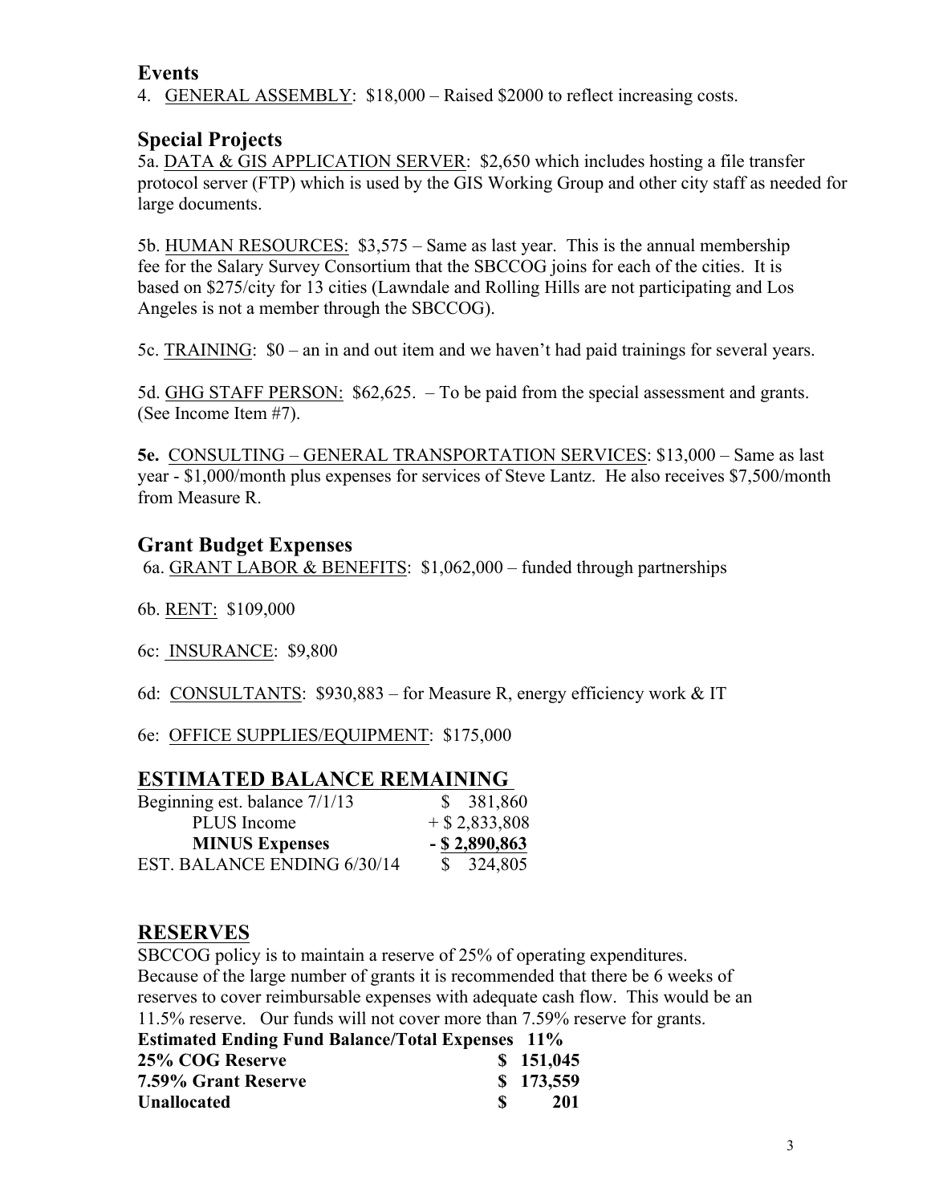## Events

4. GENERAL ASSEMBLY: $18,000 – Raised $2000 to reflect increasing costs.

## Special Projects

5a. DATA & GIS APPLICATION SERVER: $2,650 which includes hosting a file transfer protocol server (FTP) which is used by the GIS Working Group and other city staff as needed for large documents.

5b. HUMAN RESOURCES: $3,575 – Same as last year. This is the annual membership fee for the Salary Survey Consortium that the SBCCOG joins for each of the cities. It is based on $275/city for 13 cities (Lawndale and Rolling Hills are not participating and Los Angeles is not a member through the SBCCOG).

5c. TRAINING: $0 – an in and out item and we haven't had paid trainings for several years.

5d. GHG STAFF PERSON: $62,625. – To be paid from the special assessment and grants. (See Income Item #7).

**5e.** CONSULTING – GENERAL TRANSPORTATION SERVICES: $13,000 – Same as last year - $1,000/month plus expenses for services of Steve Lantz. He also receives $7,500/month from Measure R.

## Grant Budget Expenses

6a. GRANT LABOR & BENEFITS: $1,062,000 – funded through partnerships

6b. RENT: $109,000

6c: INSURANCE: $9,800

6d: CONSULTANTS: $930,883 – for Measure R, energy efficiency work & IT

6e: OFFICE SUPPLIES/EQUIPMENT: $175,000

## ESTIMATED BALANCE REMAINING

| | |
|---|---|
| Beginning est. balance 7/1/13 | $ 381,860 |
| PLUS Income | + $ 2,833,808 |
| **MINUS Expenses** | **- $ 2,890,863** |
| EST. BALANCE ENDING 6/30/14 | $ 324,805 |

## RESERVES

SBCCOG policy is to maintain a reserve of 25% of operating expenditures. Because of the large number of grants it is recommended that there be 6 weeks of reserves to cover reimbursable expenses with adequate cash flow. This would be an 11.5% reserve. Our funds will not cover more than 7.59% reserve for grants.

**Estimated Ending Fund Balance/Total Expenses 11%**

| | |
|---|---|
| **25% COG Reserve** | **$ 151,045** |
| **7.59% Grant Reserve** | **$ 173,559** |
| **Unallocated** | **$ 201** |